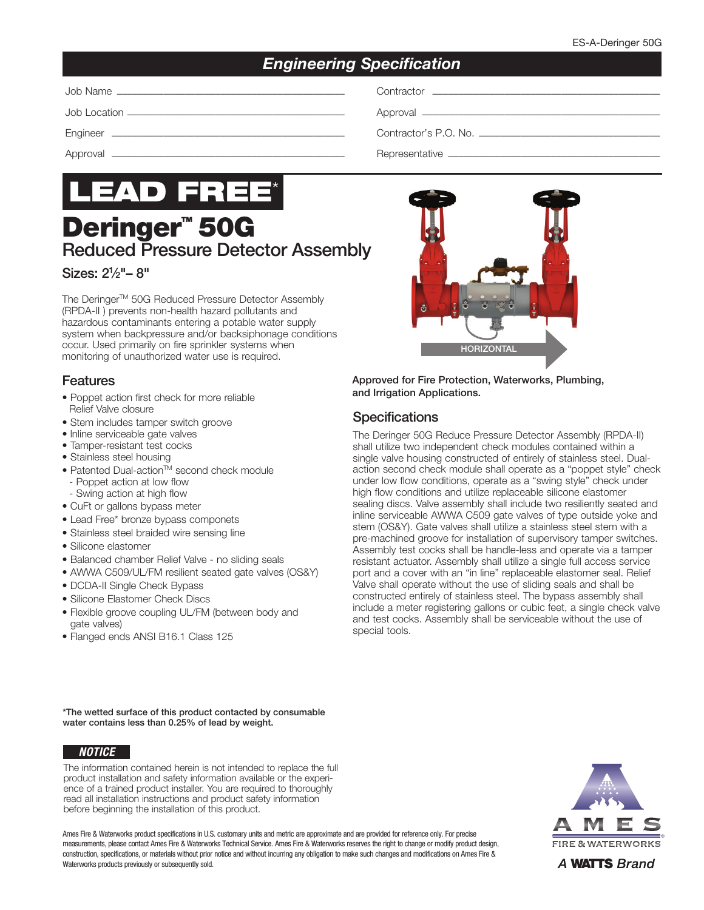ES-A-Deringer 50G

## Engineering Specification

Job Name ______________________

Job Location ______________________

Engineer ______________________

Approval ______________________

Contractor ______________________

Approval ______________________

Contractor's P.O. No. ______________________

Representative ______________________

# LEAD FREE*

# Deringer™ 50G

## Reduced Pressure Detector Assembly

### Sizes: 2½"– 8"

The Deringer™ 50G Reduced Pressure Detector Assembly (RPDA-II ) prevents non-health hazard pollutants and hazardous contaminants entering a potable water supply system when backpressure and/or backsiphonage conditions occur. Used primarily on fire sprinkler systems when monitoring of unauthorized water use is required.

HORIZONTAL

**Approved for Fire Protection, Waterworks, Plumbing, and Irrigation Applications.**

## Features

- Poppet action first check for more reliable Relief Valve closure
- Stem includes tamper switch groove
- Inline serviceable gate valves
- Tamper-resistant test cocks
- Stainless steel housing
- Patented Dual-action™ second check module
  - Poppet action at low flow
  - Swing action at high flow
- CuFt or gallons bypass meter
- Lead Free* bronze bypass componets
- Stainless steel braided wire sensing line
- Silicone elastomer
- Balanced chamber Relief Valve - no sliding seals
- AWWA C509/UL/FM resilient seated gate valves (OS&Y)
- DCDA-II Single Check Bypass
- Silicone Elastomer Check Discs
- Flexible groove coupling UL/FM (between body and gate valves)
- Flanged ends ANSI B16.1 Class 125

## Specifications

The Deringer 50G Reduce Pressure Detector Assembly (RPDA-II) shall utilize two independent check modules contained within a single valve housing constructed of entirely of stainless steel. Dual-action second check module shall operate as a "poppet style" check under low flow conditions, operate as a "swing style" check under high flow conditions and utilize replaceable silicone elastomer sealing discs. Valve assembly shall include two resiliently seated and inline serviceable AWWA C509 gate valves of type outside yoke and stem (OS&Y). Gate valves shall utilize a stainless steel stem with a pre-machined groove for installation of supervisory tamper switches. Assembly test cocks shall be handle-less and operate via a tamper resistant actuator. Assembly shall utilize a single full access service port and a cover with an "in line" replaceable elastomer seal. Relief Valve shall operate without the use of sliding seals and shall be constructed entirely of stainless steel. The bypass assembly shall include a meter registering gallons or cubic feet, a single check valve and test cocks. Assembly shall be serviceable without the use of special tools.

**\*The wetted surface of this product contacted by consumable water contains less than 0.25% of lead by weight.**

***NOTICE***

The information contained herein is not intended to replace the full product installation and safety information available or the experience of a trained product installer. You are required to thoroughly read all installation instructions and product safety information before beginning the installation of this product.

Ames Fire & Waterworks product specifications in U.S. customary units and metric are approximate and are provided for reference only. For precise measurements, please contact Ames Fire & Waterworks Technical Service. Ames Fire & Waterworks reserves the right to change or modify product design, construction, specifications, or materials without prior notice and without incurring any obligation to make such changes and modifications on Ames Fire & Waterworks products previously or subsequently sold.

AMES FIRE & WATERWORKS

*A* **WATTS** *Brand*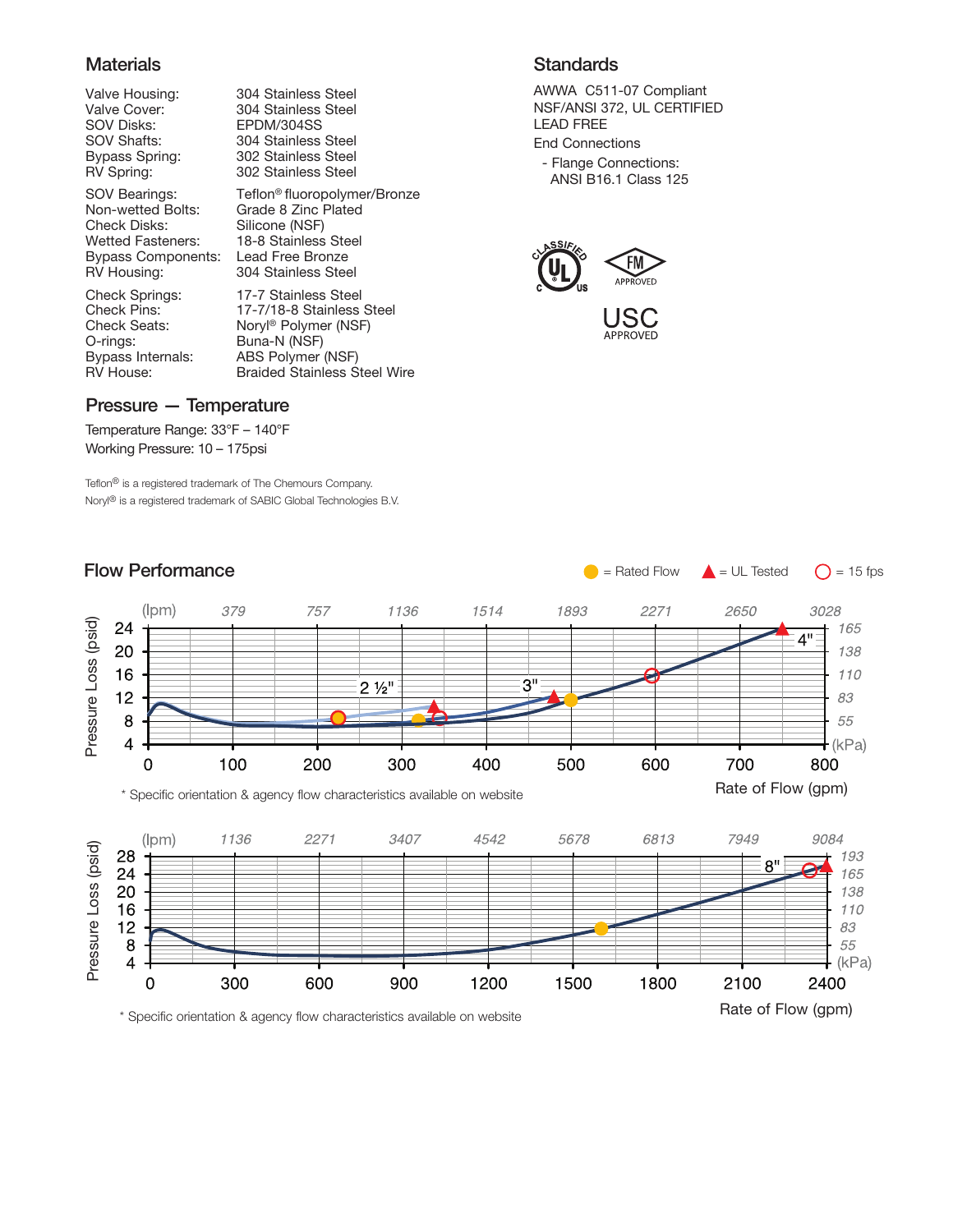## Materials

| | |
|---|---|
| Valve Housing: | 304 Stainless Steel |
| Valve Cover: | 304 Stainless Steel |
| SOV Disks: | EPDM/304SS |
| SOV Shafts: | 304 Stainless Steel |
| Bypass Spring: | 302 Stainless Steel |
| RV Spring: | 302 Stainless Steel |
| SOV Bearings: | Teflon® fluoropolymer/Bronze |
| Non-wetted Bolts: | Grade 8 Zinc Plated |
| Check Disks: | Silicone (NSF) |
| Wetted Fasteners: | 18-8 Stainless Steel |
| Bypass Components: | Lead Free Bronze |
| RV Housing: | 304 Stainless Steel |
| Check Springs: | 17-7 Stainless Steel |
| Check Pins: | 17-7/18-8 Stainless Steel |
| Check Seats: | Noryl® Polymer (NSF) |
| O-rings: | Buna-N (NSF) |
| Bypass Internals: | ABS Polymer (NSF) |
| RV House: | Braided Stainless Steel Wire |

## Pressure — Temperature

Temperature Range: 33°F – 140°F
Working Pressure: 10 – 175psi

Teflon® is a registered trademark of The Chemours Company.
Noryl® is a registered trademark of SABIC Global Technologies B.V.

## Standards

AWWA C511-07 Compliant
NSF/ANSI 372, UL CERTIFIED
LEAD FREE
End Connections

- Flange Connections: ANSI B16.1 Class 125

CLASSIFIED C UL US
FM APPROVED
USC APPROVED

## Flow Performance

● = Rated Flow ▲ = UL Tested ○ = 15 fps

Pressure Loss (psid) vs. Rate of Flow (gpm) — 2 ½", 3", 4" (lpm: 379, 757, 1136, 1514, 1893, 2271, 2650, 3028; kPa: 55, 83, 110, 138, 165)

\* Specific orientation & agency flow characteristics available on website

Pressure Loss (psid) vs. Rate of Flow (gpm) — 8" (lpm: 1136, 2271, 3407, 4542, 5678, 6813, 7949, 9084; kPa: 55, 83, 110, 138, 165, 193)

\* Specific orientation & agency flow characteristics available on website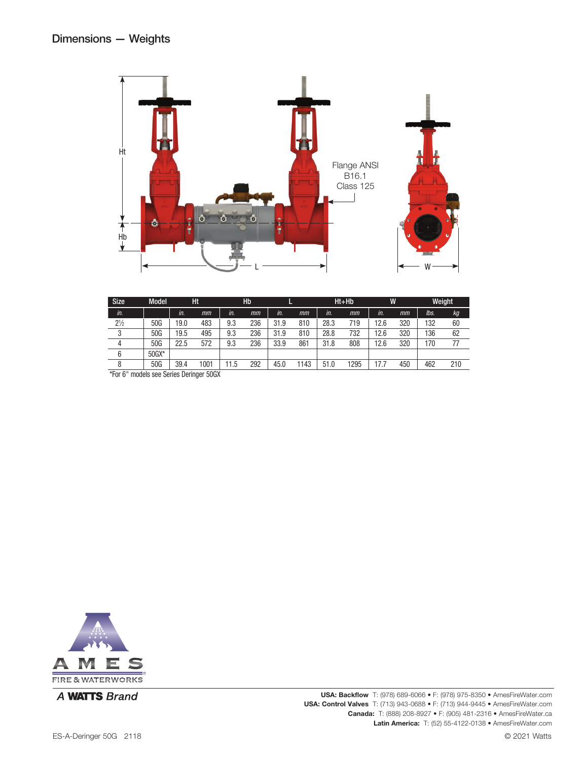## Dimensions — Weights

Ht

Hb

L

W

Flange ANSI B16.1 Class 125

| Size | Model | Ht | | Hb | | L | | Ht+Hb | | W | | Weight | |
|---|---|---|---|---|---|---|---|---|---|---|---|---|---|
| *in.* | | *in.* | *mm* | *in.* | *mm* | *in.* | *mm* | *in.* | *mm* | *in.* | *mm* | *lbs.* | *kg* |
| 2½ | 50G | 19.0 | 483 | 9.3 | 236 | 31.9 | 810 | 28.3 | 719 | 12.6 | 320 | 132 | 60 |
| 3 | 50G | 19.5 | 495 | 9.3 | 236 | 31.9 | 810 | 28.8 | 732 | 12.6 | 320 | 136 | 62 |
| 4 | 50G | 22.5 | 572 | 9.3 | 236 | 33.9 | 861 | 31.8 | 808 | 12.6 | 320 | 170 | 77 |
| 6 | 50GX* | | | | | | | | | | | | |
| 8 | 50G | 39.4 | 1001 | 11.5 | 292 | 45.0 | 1143 | 51.0 | 1295 | 17.7 | 450 | 462 | 210 |

*For 6" models see Series Deringer 50GX

AMES FIRE & WATERWORKS

*A* **WATTS** *Brand*

**USA: Backflow** T: (978) 689-6066 • F: (978) 975-8350 • AmesFireWater.com
**USA: Control Valves** T: (713) 943-0688 • F: (713) 944-9445 • AmesFireWater.com
**Canada:** T: (888) 208-8927 • F: (905) 481-2316 • AmesFireWater.ca
**Latin America:** T: (52) 55-4122-0138 • AmesFireWater.com

ES-A-Deringer 50G 2118

© 2021 Watts